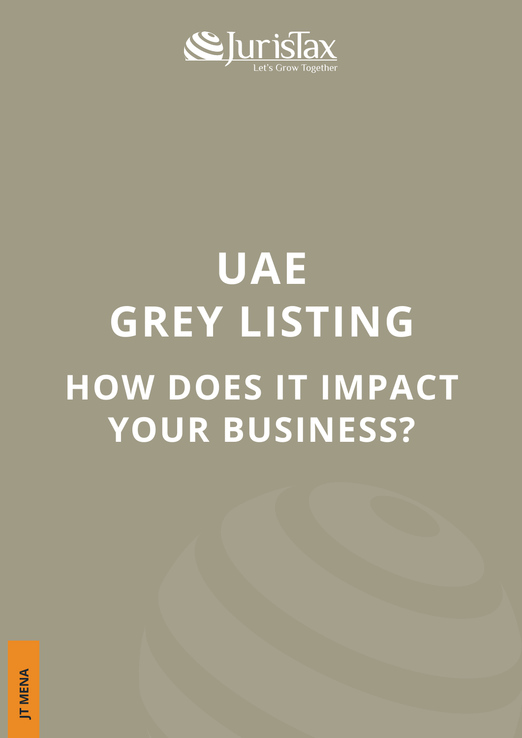JurisTax

Let's Grow Together

# UAE GREY LISTING

## HOW DOES IT IMPACT YOUR BUSINESS?

JT MENA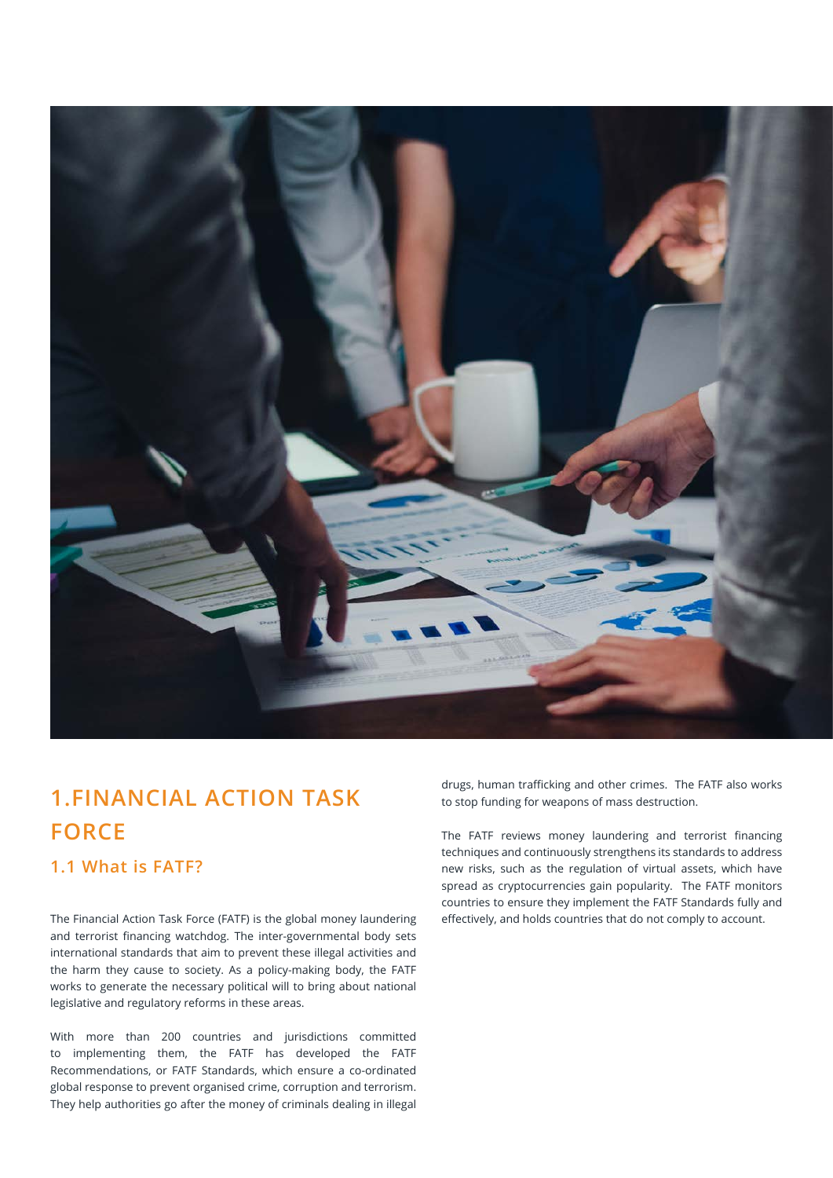# 1.FINANCIAL ACTION TASK FORCE

## 1.1 What is FATF?

The Financial Action Task Force (FATF) is the global money laundering and terrorist financing watchdog. The inter-governmental body sets international standards that aim to prevent these illegal activities and the harm they cause to society. As a policy-making body, the FATF works to generate the necessary political will to bring about national legislative and regulatory reforms in these areas.

With more than 200 countries and jurisdictions committed to implementing them, the FATF has developed the FATF Recommendations, or FATF Standards, which ensure a co-ordinated global response to prevent organised crime, corruption and terrorism. They help authorities go after the money of criminals dealing in illegal drugs, human trafficking and other crimes. The FATF also works to stop funding for weapons of mass destruction.

The FATF reviews money laundering and terrorist financing techniques and continuously strengthens its standards to address new risks, such as the regulation of virtual assets, which have spread as cryptocurrencies gain popularity. The FATF monitors countries to ensure they implement the FATF Standards fully and effectively, and holds countries that do not comply to account.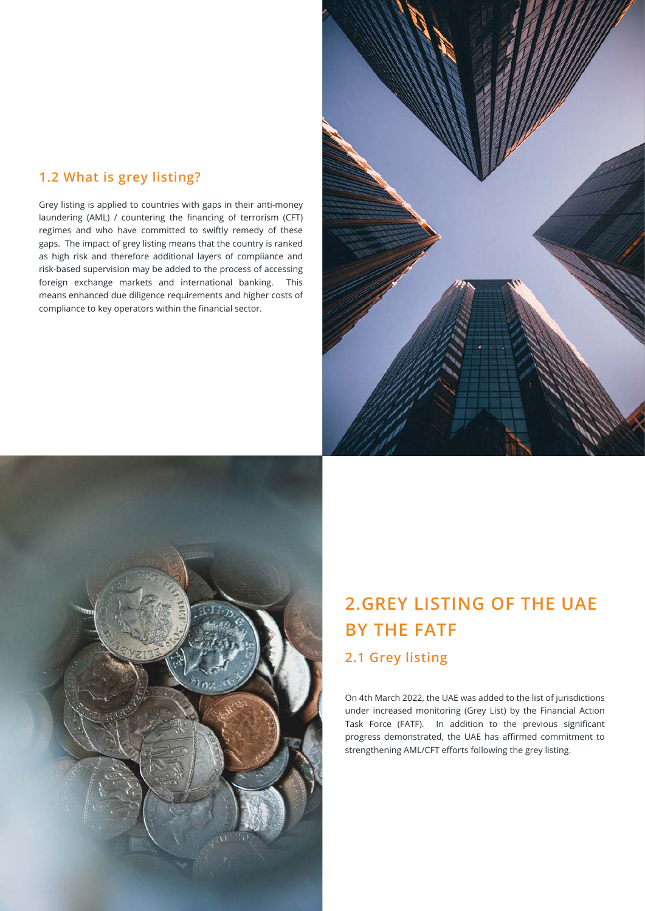### 1.2 What is grey listing?

Grey listing is applied to countries with gaps in their anti-money laundering (AML) / countering the financing of terrorism (CFT) regimes and who have committed to swiftly remedy of these gaps. The impact of grey listing means that the country is ranked as high risk and therefore additional layers of compliance and risk-based supervision may be added to the process of accessing foreign exchange markets and international banking. This means enhanced due diligence requirements and higher costs of compliance to key operators within the financial sector.

## 2.GREY LISTING OF THE UAE BY THE FATF

### 2.1 Grey listing

On 4th March 2022, the UAE was added to the list of jurisdictions under increased monitoring (Grey List) by the Financial Action Task Force (FATF). In addition to the previous significant progress demonstrated, the UAE has affirmed commitment to strengthening AML/CFT efforts following the grey listing.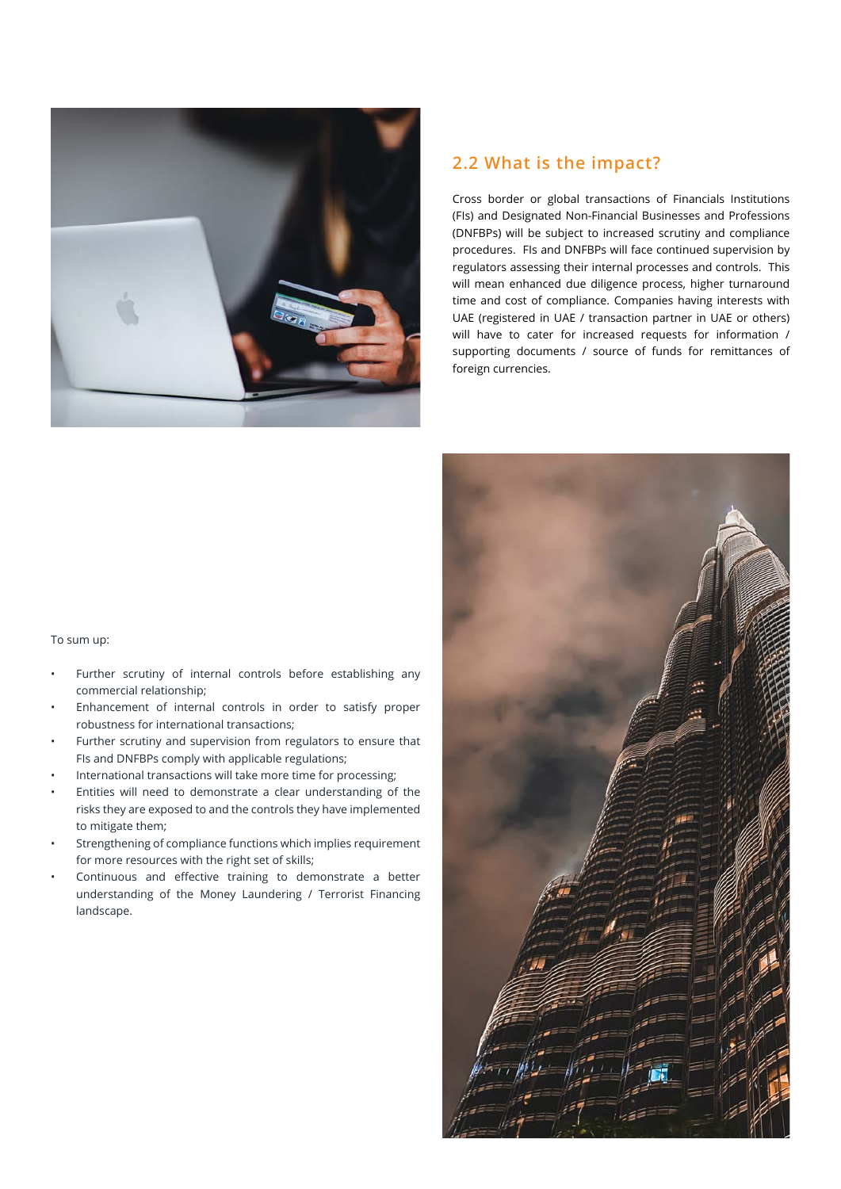## 2.2 What is the impact?

Cross border or global transactions of Financials Institutions (FIs) and Designated Non-Financial Businesses and Professions (DNFBPs) will be subject to increased scrutiny and compliance procedures. FIs and DNFBPs will face continued supervision by regulators assessing their internal processes and controls. This will mean enhanced due diligence process, higher turnaround time and cost of compliance. Companies having interests with UAE (registered in UAE / transaction partner in UAE or others) will have to cater for increased requests for information / supporting documents / source of funds for remittances of foreign currencies.

To sum up:

- Further scrutiny of internal controls before establishing any commercial relationship;
- Enhancement of internal controls in order to satisfy proper robustness for international transactions;
- Further scrutiny and supervision from regulators to ensure that FIs and DNFBPs comply with applicable regulations;
- International transactions will take more time for processing;
- Entities will need to demonstrate a clear understanding of the risks they are exposed to and the controls they have implemented to mitigate them;
- Strengthening of compliance functions which implies requirement for more resources with the right set of skills;
- Continuous and effective training to demonstrate a better understanding of the Money Laundering / Terrorist Financing landscape.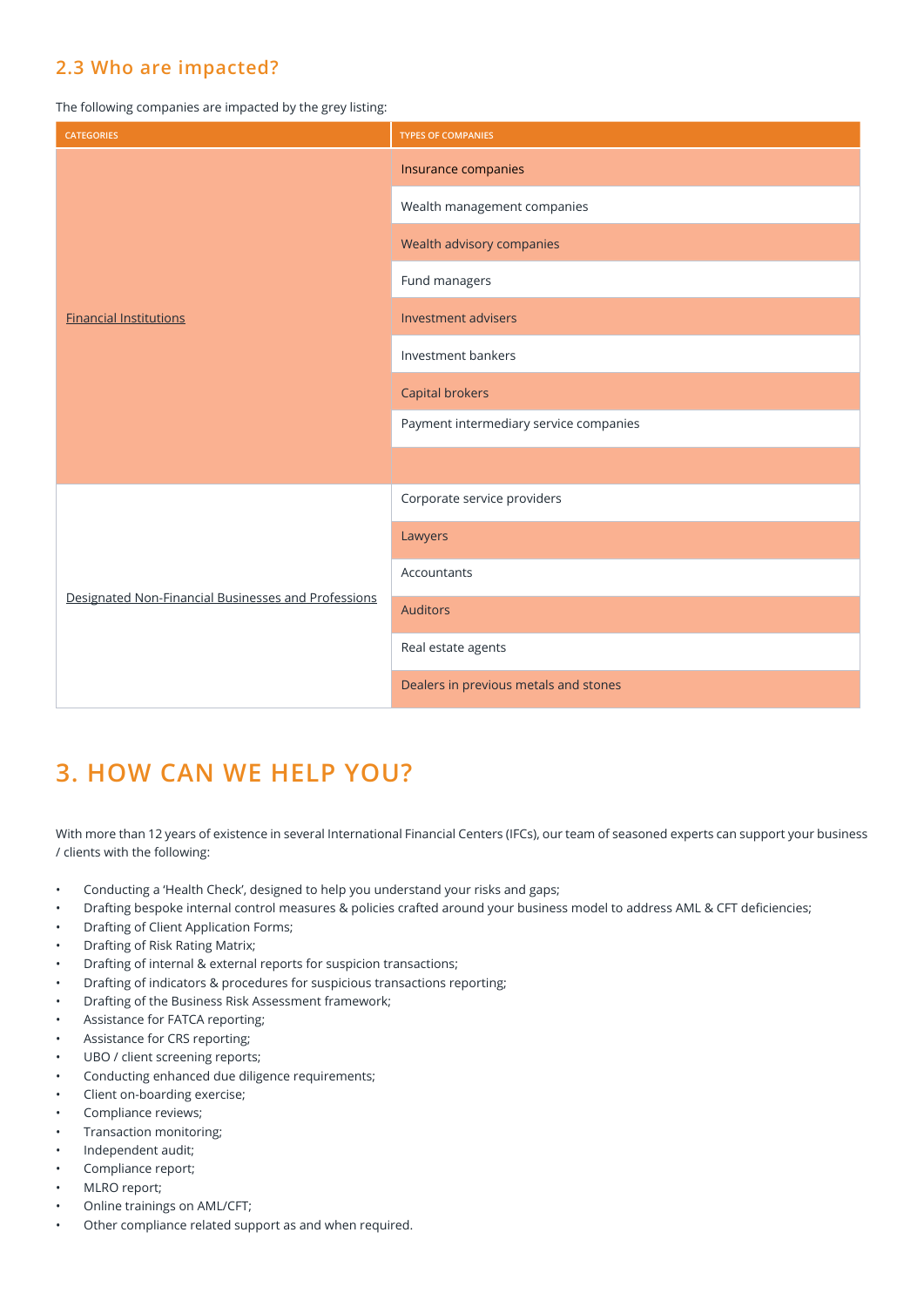## 2.3 Who are impacted?

The following companies are impacted by the grey listing:

| CATEGORIES | TYPES OF COMPANIES |
|---|---|
| Financial Institutions | Insurance companies |
| | Wealth management companies |
| | Wealth advisory companies |
| | Fund managers |
| | Investment advisers |
| | Investment bankers |
| | Capital brokers |
| | Payment intermediary service companies |
| | |
| Designated Non-Financial Businesses and Professions | Corporate service providers |
| | Lawyers |
| | Accountants |
| | Auditors |
| | Real estate agents |
| | Dealers in previous metals and stones |

# 3. HOW CAN WE HELP YOU?

With more than 12 years of existence in several International Financial Centers (IFCs), our team of seasoned experts can support your business / clients with the following:

- Conducting a 'Health Check', designed to help you understand your risks and gaps;
- Drafting bespoke internal control measures & policies crafted around your business model to address AML & CFT deficiencies;
- Drafting of Client Application Forms;
- Drafting of Risk Rating Matrix;
- Drafting of internal & external reports for suspicion transactions;
- Drafting of indicators & procedures for suspicious transactions reporting;
- Drafting of the Business Risk Assessment framework;
- Assistance for FATCA reporting;
- Assistance for CRS reporting;
- UBO / client screening reports;
- Conducting enhanced due diligence requirements;
- Client on-boarding exercise;
- Compliance reviews;
- Transaction monitoring;
- Independent audit;
- Compliance report;
- MLRO report;
- Online trainings on AML/CFT;
- Other compliance related support as and when required.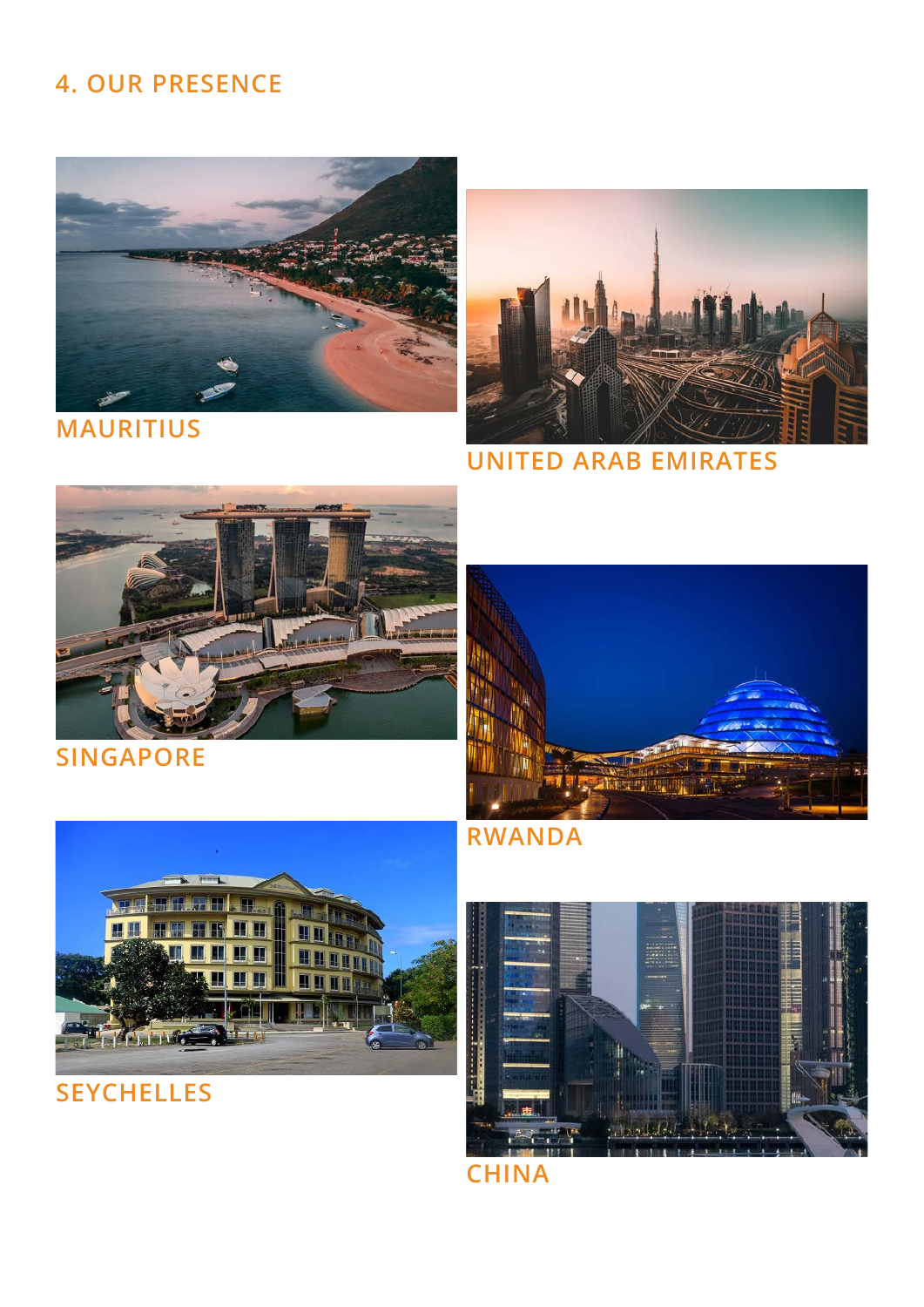## 4. OUR PRESENCE

MAURITIUS

UNITED ARAB EMIRATES

SINGAPORE

RWANDA

SEYCHELLES

CHINA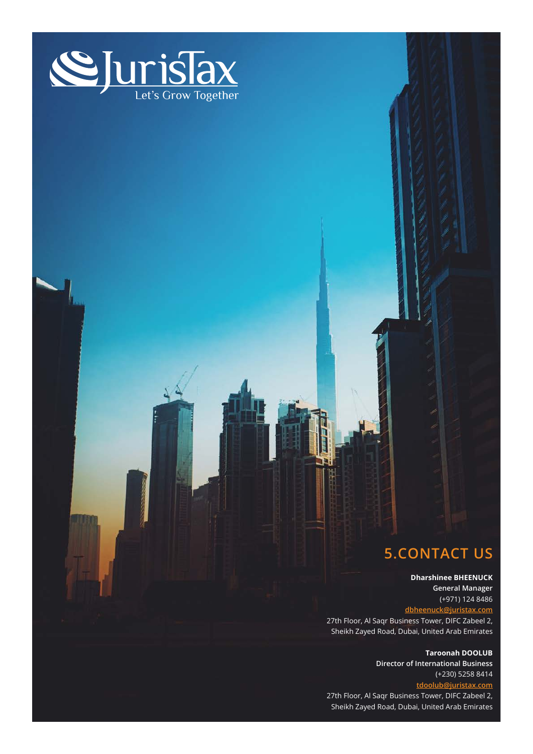JurisTax

Let's Grow Together

## 5.CONTACT US

**Dharshinee BHEENUCK**
**General Manager**
(+971) 124 8486
dbheenuck@juristax.com
27th Floor, Al Saqr Business Tower, DIFC Zabeel 2,
Sheikh Zayed Road, Dubai, United Arab Emirates

**Taroonah DOOLUB**
**Director of International Business**
(+230) 5258 8414
tdoolub@juristax.com
27th Floor, Al Saqr Business Tower, DIFC Zabeel 2,
Sheikh Zayed Road, Dubai, United Arab Emirates